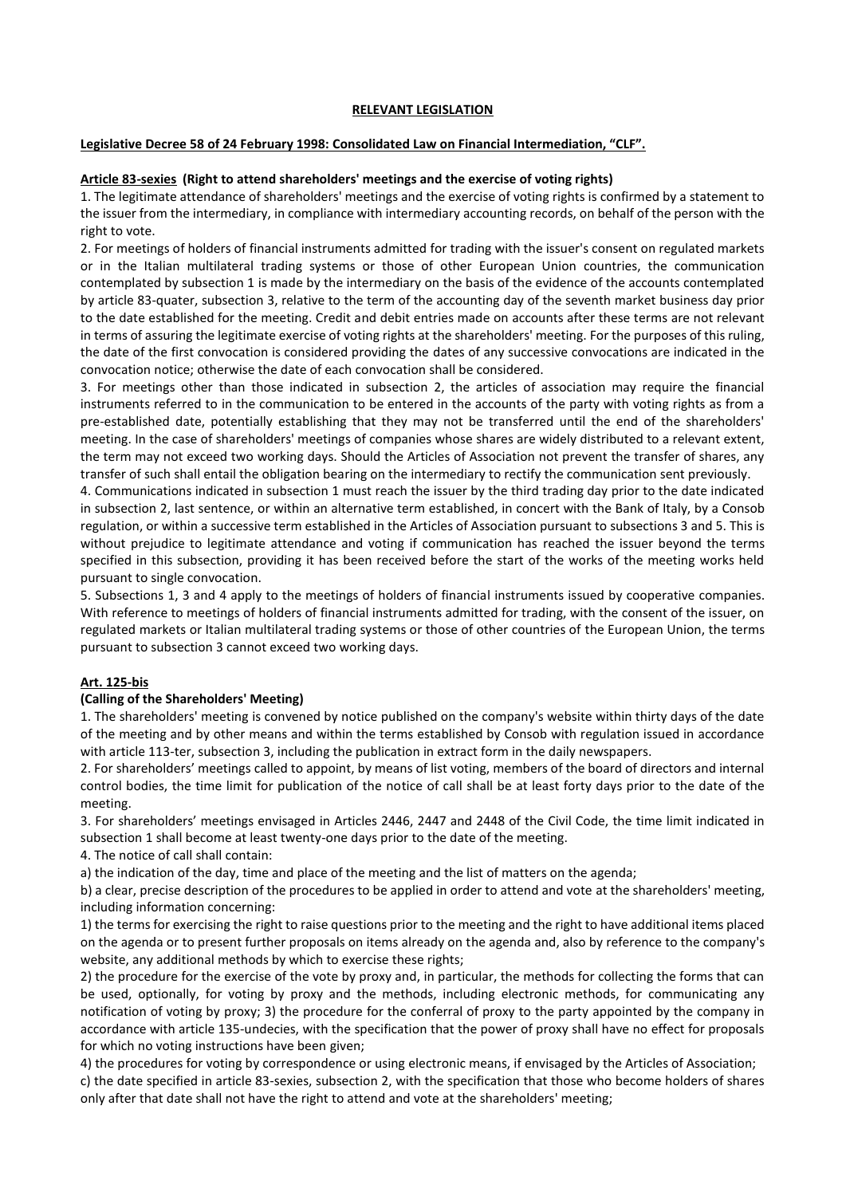# RELEVANT LEGISLATION

## Legislative Decree 58 of 24 February 1998: Consolidated Law on Financial Intermediation, "CLF".

### Article 83-sexies (Right to attend shareholders' meetings and the exercise of voting rights)

1. The legitimate attendance of shareholders' meetings and the exercise of voting rights is confirmed by a statement to the issuer from the intermediary, in compliance with intermediary accounting records, on behalf of the person with the right to vote.

2. For meetings of holders of financial instruments admitted for trading with the issuer's consent on regulated markets or in the Italian multilateral trading systems or those of other European Union countries, the communication contemplated by subsection 1 is made by the intermediary on the basis of the evidence of the accounts contemplated by article 83-quater, subsection 3, relative to the term of the accounting day of the seventh market business day prior to the date established for the meeting. Credit and debit entries made on accounts after these terms are not relevant in terms of assuring the legitimate exercise of voting rights at the shareholders' meeting. For the purposes of this ruling, the date of the first convocation is considered providing the dates of any successive convocations are indicated in the convocation notice; otherwise the date of each convocation shall be considered.

3. For meetings other than those indicated in subsection 2, the articles of association may require the financial instruments referred to in the communication to be entered in the accounts of the party with voting rights as from a pre-established date, potentially establishing that they may not be transferred until the end of the shareholders' meeting. In the case of shareholders' meetings of companies whose shares are widely distributed to a relevant extent, the term may not exceed two working days. Should the Articles of Association not prevent the transfer of shares, any transfer of such shall entail the obligation bearing on the intermediary to rectify the communication sent previously.

4. Communications indicated in subsection 1 must reach the issuer by the third trading day prior to the date indicated in subsection 2, last sentence, or within an alternative term established, in concert with the Bank of Italy, by a Consob regulation, or within a successive term established in the Articles of Association pursuant to subsections 3 and 5. This is without prejudice to legitimate attendance and voting if communication has reached the issuer beyond the terms specified in this subsection, providing it has been received before the start of the works of the meeting works held pursuant to single convocation.

5. Subsections 1, 3 and 4 apply to the meetings of holders of financial instruments issued by cooperative companies. With reference to meetings of holders of financial instruments admitted for trading, with the consent of the issuer, on regulated markets or Italian multilateral trading systems or those of other countries of the European Union, the terms pursuant to subsection 3 cannot exceed two working days.

### Art. 125-bis

### (Calling of the Shareholders' Meeting)

1. The shareholders' meeting is convened by notice published on the company's website within thirty days of the date of the meeting and by other means and within the terms established by Consob with regulation issued in accordance with article 113-ter, subsection 3, including the publication in extract form in the daily newspapers.

2. For shareholders' meetings called to appoint, by means of list voting, members of the board of directors and internal control bodies, the time limit for publication of the notice of call shall be at least forty days prior to the date of the meeting.

3. For shareholders' meetings envisaged in Articles 2446, 2447 and 2448 of the Civil Code, the time limit indicated in subsection 1 shall become at least twenty-one days prior to the date of the meeting.

4. The notice of call shall contain:

a) the indication of the day, time and place of the meeting and the list of matters on the agenda;

b) a clear, precise description of the procedures to be applied in order to attend and vote at the shareholders' meeting, including information concerning:

1) the terms for exercising the right to raise questions prior to the meeting and the right to have additional items placed on the agenda or to present further proposals on items already on the agenda and, also by reference to the company's website, any additional methods by which to exercise these rights;

2) the procedure for the exercise of the vote by proxy and, in particular, the methods for collecting the forms that can be used, optionally, for voting by proxy and the methods, including electronic methods, for communicating any notification of voting by proxy; 3) the procedure for the conferral of proxy to the party appointed by the company in accordance with article 135-undecies, with the specification that the power of proxy shall have no effect for proposals for which no voting instructions have been given;

4) the procedures for voting by correspondence or using electronic means, if envisaged by the Articles of Association;

c) the date specified in article 83-sexies, subsection 2, with the specification that those who become holders of shares only after that date shall not have the right to attend and vote at the shareholders' meeting;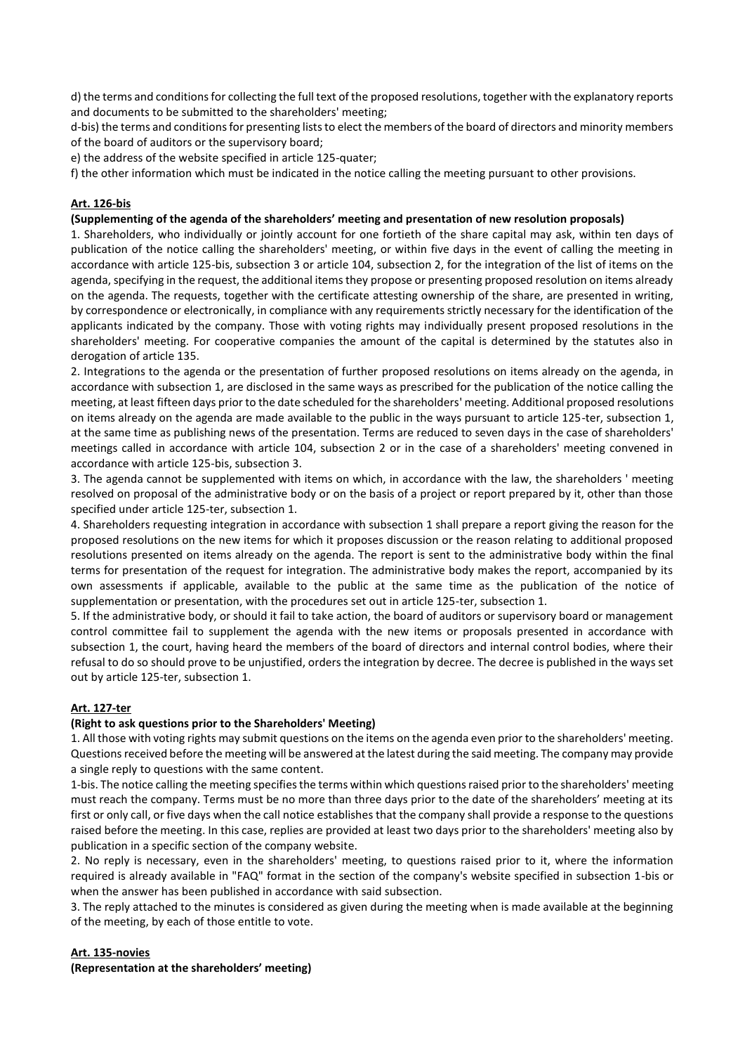d) the terms and conditions for collecting the full text of the proposed resolutions, together with the explanatory reports and documents to be submitted to the shareholders' meeting;

d-bis) the terms and conditions for presenting lists to elect the members of the board of directors and minority members of the board of auditors or the supervisory board;

e) the address of the website specified in article 125-quater;

f) the other information which must be indicated in the notice calling the meeting pursuant to other provisions.

**Art. 126-bis**

**(Supplementing of the agenda of the shareholders' meeting and presentation of new resolution proposals)**

1. Shareholders, who individually or jointly account for one fortieth of the share capital may ask, within ten days of publication of the notice calling the shareholders' meeting, or within five days in the event of calling the meeting in accordance with article 125-bis, subsection 3 or article 104, subsection 2, for the integration of the list of items on the agenda, specifying in the request, the additional items they propose or presenting proposed resolution on items already on the agenda. The requests, together with the certificate attesting ownership of the share, are presented in writing, by correspondence or electronically, in compliance with any requirements strictly necessary for the identification of the applicants indicated by the company. Those with voting rights may individually present proposed resolutions in the shareholders' meeting. For cooperative companies the amount of the capital is determined by the statutes also in derogation of article 135.

2. Integrations to the agenda or the presentation of further proposed resolutions on items already on the agenda, in accordance with subsection 1, are disclosed in the same ways as prescribed for the publication of the notice calling the meeting, at least fifteen days prior to the date scheduled for the shareholders' meeting. Additional proposed resolutions on items already on the agenda are made available to the public in the ways pursuant to article 125-ter, subsection 1, at the same time as publishing news of the presentation. Terms are reduced to seven days in the case of shareholders' meetings called in accordance with article 104, subsection 2 or in the case of a shareholders' meeting convened in accordance with article 125-bis, subsection 3.

3. The agenda cannot be supplemented with items on which, in accordance with the law, the shareholders ' meeting resolved on proposal of the administrative body or on the basis of a project or report prepared by it, other than those specified under article 125-ter, subsection 1.

4. Shareholders requesting integration in accordance with subsection 1 shall prepare a report giving the reason for the proposed resolutions on the new items for which it proposes discussion or the reason relating to additional proposed resolutions presented on items already on the agenda. The report is sent to the administrative body within the final terms for presentation of the request for integration. The administrative body makes the report, accompanied by its own assessments if applicable, available to the public at the same time as the publication of the notice of supplementation or presentation, with the procedures set out in article 125-ter, subsection 1.

5. If the administrative body, or should it fail to take action, the board of auditors or supervisory board or management control committee fail to supplement the agenda with the new items or proposals presented in accordance with subsection 1, the court, having heard the members of the board of directors and internal control bodies, where their refusal to do so should prove to be unjustified, orders the integration by decree. The decree is published in the ways set out by article 125-ter, subsection 1.

**Art. 127-ter**

**(Right to ask questions prior to the Shareholders' Meeting)**

1. All those with voting rights may submit questions on the items on the agenda even prior to the shareholders' meeting. Questions received before the meeting will be answered at the latest during the said meeting. The company may provide a single reply to questions with the same content.

1-bis. The notice calling the meeting specifies the terms within which questions raised prior to the shareholders' meeting must reach the company. Terms must be no more than three days prior to the date of the shareholders' meeting at its first or only call, or five days when the call notice establishes that the company shall provide a response to the questions raised before the meeting. In this case, replies are provided at least two days prior to the shareholders' meeting also by publication in a specific section of the company website.

2. No reply is necessary, even in the shareholders' meeting, to questions raised prior to it, where the information required is already available in "FAQ" format in the section of the company's website specified in subsection 1-bis or when the answer has been published in accordance with said subsection.

3. The reply attached to the minutes is considered as given during the meeting when is made available at the beginning of the meeting, by each of those entitle to vote.

**Art. 135-novies**

**(Representation at the shareholders' meeting)**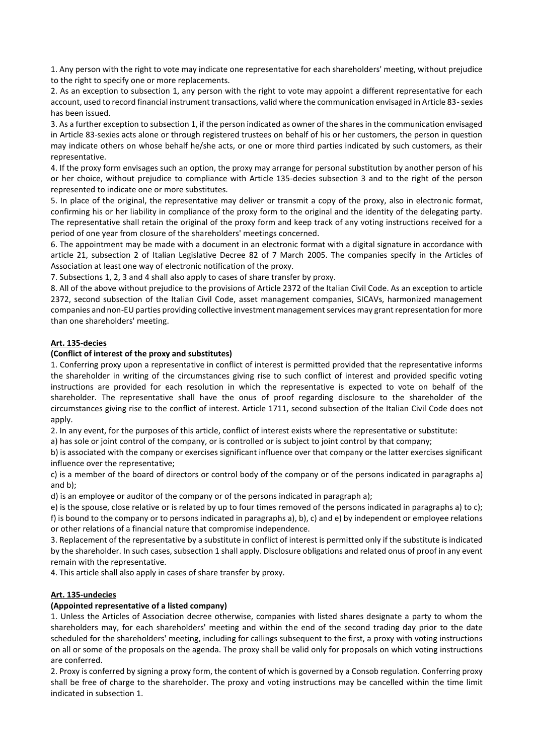1. Any person with the right to vote may indicate one representative for each shareholders' meeting, without prejudice to the right to specify one or more replacements.

2. As an exception to subsection 1, any person with the right to vote may appoint a different representative for each account, used to record financial instrument transactions, valid where the communication envisaged in Article 83- sexies has been issued.

3. As a further exception to subsection 1, if the person indicated as owner of the shares in the communication envisaged in Article 83-sexies acts alone or through registered trustees on behalf of his or her customers, the person in question may indicate others on whose behalf he/she acts, or one or more third parties indicated by such customers, as their representative.

4. If the proxy form envisages such an option, the proxy may arrange for personal substitution by another person of his or her choice, without prejudice to compliance with Article 135-decies subsection 3 and to the right of the person represented to indicate one or more substitutes.

5. In place of the original, the representative may deliver or transmit a copy of the proxy, also in electronic format, confirming his or her liability in compliance of the proxy form to the original and the identity of the delegating party. The representative shall retain the original of the proxy form and keep track of any voting instructions received for a period of one year from closure of the shareholders' meetings concerned.

6. The appointment may be made with a document in an electronic format with a digital signature in accordance with article 21, subsection 2 of Italian Legislative Decree 82 of 7 March 2005. The companies specify in the Articles of Association at least one way of electronic notification of the proxy.

7. Subsections 1, 2, 3 and 4 shall also apply to cases of share transfer by proxy.

8. All of the above without prejudice to the provisions of Article 2372 of the Italian Civil Code. As an exception to article 2372, second subsection of the Italian Civil Code, asset management companies, SICAVs, harmonized management companies and non-EU parties providing collective investment management services may grant representation for more than one shareholders' meeting.

**Art. 135-decies**

**(Conflict of interest of the proxy and substitutes)**

1. Conferring proxy upon a representative in conflict of interest is permitted provided that the representative informs the shareholder in writing of the circumstances giving rise to such conflict of interest and provided specific voting instructions are provided for each resolution in which the representative is expected to vote on behalf of the shareholder. The representative shall have the onus of proof regarding disclosure to the shareholder of the circumstances giving rise to the conflict of interest. Article 1711, second subsection of the Italian Civil Code does not apply.

2. In any event, for the purposes of this article, conflict of interest exists where the representative or substitute:

a) has sole or joint control of the company, or is controlled or is subject to joint control by that company;

b) is associated with the company or exercises significant influence over that company or the latter exercises significant influence over the representative;

c) is a member of the board of directors or control body of the company or of the persons indicated in paragraphs a) and b);

d) is an employee or auditor of the company or of the persons indicated in paragraph a);

e) is the spouse, close relative or is related by up to four times removed of the persons indicated in paragraphs a) to c);

f) is bound to the company or to persons indicated in paragraphs a), b), c) and e) by independent or employee relations or other relations of a financial nature that compromise independence.

3. Replacement of the representative by a substitute in conflict of interest is permitted only if the substitute is indicated by the shareholder. In such cases, subsection 1 shall apply. Disclosure obligations and related onus of proof in any event remain with the representative.

4. This article shall also apply in cases of share transfer by proxy.

**Art. 135-undecies**

**(Appointed representative of a listed company)**

1. Unless the Articles of Association decree otherwise, companies with listed shares designate a party to whom the shareholders may, for each shareholders' meeting and within the end of the second trading day prior to the date scheduled for the shareholders' meeting, including for callings subsequent to the first, a proxy with voting instructions on all or some of the proposals on the agenda. The proxy shall be valid only for proposals on which voting instructions are conferred.

2. Proxy is conferred by signing a proxy form, the content of which is governed by a Consob regulation. Conferring proxy shall be free of charge to the shareholder. The proxy and voting instructions may be cancelled within the time limit indicated in subsection 1.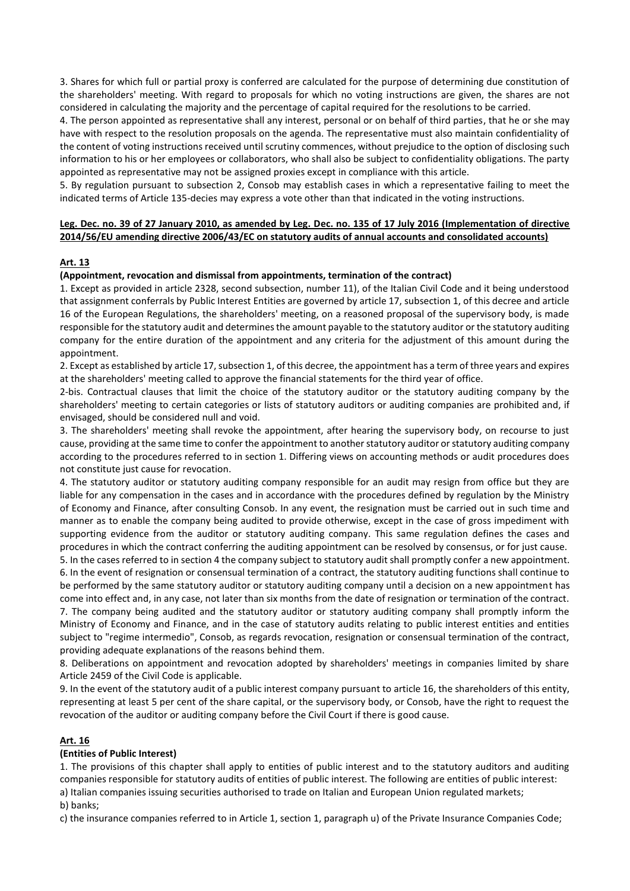3. Shares for which full or partial proxy is conferred are calculated for the purpose of determining due constitution of the shareholders' meeting. With regard to proposals for which no voting instructions are given, the shares are not considered in calculating the majority and the percentage of capital required for the resolutions to be carried.

4. The person appointed as representative shall any interest, personal or on behalf of third parties, that he or she may have with respect to the resolution proposals on the agenda. The representative must also maintain confidentiality of the content of voting instructions received until scrutiny commences, without prejudice to the option of disclosing such information to his or her employees or collaborators, who shall also be subject to confidentiality obligations. The party appointed as representative may not be assigned proxies except in compliance with this article.

5. By regulation pursuant to subsection 2, Consob may establish cases in which a representative failing to meet the indicated terms of Article 135-decies may express a vote other than that indicated in the voting instructions.

**Leg. Dec. no. 39 of 27 January 2010, as amended by Leg. Dec. no. 135 of 17 July 2016 (Implementation of directive 2014/56/EU amending directive 2006/43/EC on statutory audits of annual accounts and consolidated accounts)**

## Art. 13

**(Appointment, revocation and dismissal from appointments, termination of the contract)**

1. Except as provided in article 2328, second subsection, number 11), of the Italian Civil Code and it being understood that assignment conferrals by Public Interest Entities are governed by article 17, subsection 1, of this decree and article 16 of the European Regulations, the shareholders' meeting, on a reasoned proposal of the supervisory body, is made responsible for the statutory audit and determines the amount payable to the statutory auditor or the statutory auditing company for the entire duration of the appointment and any criteria for the adjustment of this amount during the appointment.

2. Except as established by article 17, subsection 1, of this decree, the appointment has a term of three years and expires at the shareholders' meeting called to approve the financial statements for the third year of office.

2-bis. Contractual clauses that limit the choice of the statutory auditor or the statutory auditing company by the shareholders' meeting to certain categories or lists of statutory auditors or auditing companies are prohibited and, if envisaged, should be considered null and void.

3. The shareholders' meeting shall revoke the appointment, after hearing the supervisory body, on recourse to just cause, providing at the same time to confer the appointment to another statutory auditor or statutory auditing company according to the procedures referred to in section 1. Differing views on accounting methods or audit procedures does not constitute just cause for revocation.

4. The statutory auditor or statutory auditing company responsible for an audit may resign from office but they are liable for any compensation in the cases and in accordance with the procedures defined by regulation by the Ministry of Economy and Finance, after consulting Consob. In any event, the resignation must be carried out in such time and manner as to enable the company being audited to provide otherwise, except in the case of gross impediment with supporting evidence from the auditor or statutory auditing company. This same regulation defines the cases and procedures in which the contract conferring the auditing appointment can be resolved by consensus, or for just cause.

5. In the cases referred to in section 4 the company subject to statutory audit shall promptly confer a new appointment.

6. In the event of resignation or consensual termination of a contract, the statutory auditing functions shall continue to be performed by the same statutory auditor or statutory auditing company until a decision on a new appointment has come into effect and, in any case, not later than six months from the date of resignation or termination of the contract.

7. The company being audited and the statutory auditor or statutory auditing company shall promptly inform the Ministry of Economy and Finance, and in the case of statutory audits relating to public interest entities and entities subject to "regime intermedio", Consob, as regards revocation, resignation or consensual termination of the contract, providing adequate explanations of the reasons behind them.

8. Deliberations on appointment and revocation adopted by shareholders' meetings in companies limited by share Article 2459 of the Civil Code is applicable.

9. In the event of the statutory audit of a public interest company pursuant to article 16, the shareholders of this entity, representing at least 5 per cent of the share capital, or the supervisory body, or Consob, have the right to request the revocation of the auditor or auditing company before the Civil Court if there is good cause.

## Art. 16

**(Entities of Public Interest)**

1. The provisions of this chapter shall apply to entities of public interest and to the statutory auditors and auditing companies responsible for statutory audits of entities of public interest. The following are entities of public interest:

a) Italian companies issuing securities authorised to trade on Italian and European Union regulated markets;

b) banks;

c) the insurance companies referred to in Article 1, section 1, paragraph u) of the Private Insurance Companies Code;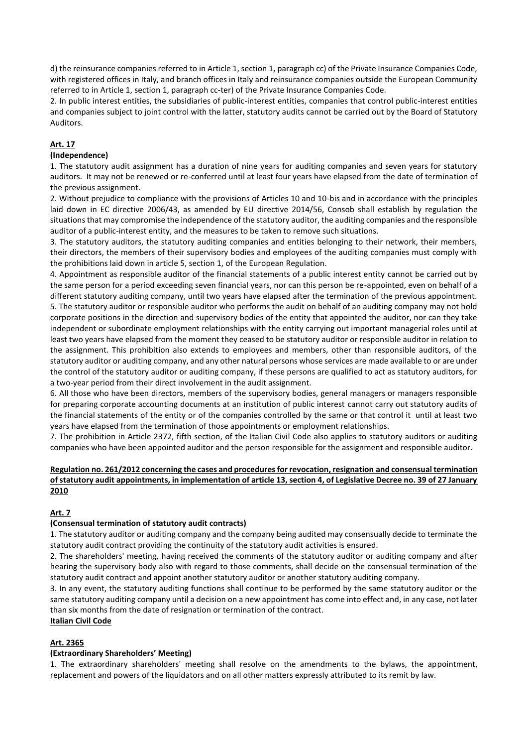d) the reinsurance companies referred to in Article 1, section 1, paragraph cc) of the Private Insurance Companies Code, with registered offices in Italy, and branch offices in Italy and reinsurance companies outside the European Community referred to in Article 1, section 1, paragraph cc-ter) of the Private Insurance Companies Code.

2. In public interest entities, the subsidiaries of public-interest entities, companies that control public-interest entities and companies subject to joint control with the latter, statutory audits cannot be carried out by the Board of Statutory Auditors.

**Art. 17**

**(Independence)**

1. The statutory audit assignment has a duration of nine years for auditing companies and seven years for statutory auditors. It may not be renewed or re-conferred until at least four years have elapsed from the date of termination of the previous assignment.

2. Without prejudice to compliance with the provisions of Articles 10 and 10-bis and in accordance with the principles laid down in EC directive 2006/43, as amended by EU directive 2014/56, Consob shall establish by regulation the situations that may compromise the independence of the statutory auditor, the auditing companies and the responsible auditor of a public-interest entity, and the measures to be taken to remove such situations.

3. The statutory auditors, the statutory auditing companies and entities belonging to their network, their members, their directors, the members of their supervisory bodies and employees of the auditing companies must comply with the prohibitions laid down in article 5, section 1, of the European Regulation.

4. Appointment as responsible auditor of the financial statements of a public interest entity cannot be carried out by the same person for a period exceeding seven financial years, nor can this person be re-appointed, even on behalf of a different statutory auditing company, until two years have elapsed after the termination of the previous appointment.

5. The statutory auditor or responsible auditor who performs the audit on behalf of an auditing company may not hold corporate positions in the direction and supervisory bodies of the entity that appointed the auditor, nor can they take independent or subordinate employment relationships with the entity carrying out important managerial roles until at least two years have elapsed from the moment they ceased to be statutory auditor or responsible auditor in relation to the assignment. This prohibition also extends to employees and members, other than responsible auditors, of the statutory auditor or auditing company, and any other natural persons whose services are made available to or are under the control of the statutory auditor or auditing company, if these persons are qualified to act as statutory auditors, for a two-year period from their direct involvement in the audit assignment.

6. All those who have been directors, members of the supervisory bodies, general managers or managers responsible for preparing corporate accounting documents at an institution of public interest cannot carry out statutory audits of the financial statements of the entity or of the companies controlled by the same or that control it until at least two years have elapsed from the termination of those appointments or employment relationships.

7. The prohibition in Article 2372, fifth section, of the Italian Civil Code also applies to statutory auditors or auditing companies who have been appointed auditor and the person responsible for the assignment and responsible auditor.

**Regulation no. 261/2012 concerning the cases and procedures for revocation, resignation and consensual termination of statutory audit appointments, in implementation of article 13, section 4, of Legislative Decree no. 39 of 27 January 2010**

**Art. 7**

**(Consensual termination of statutory audit contracts)**

1. The statutory auditor or auditing company and the company being audited may consensually decide to terminate the statutory audit contract providing the continuity of the statutory audit activities is ensured.

2. The shareholders' meeting, having received the comments of the statutory auditor or auditing company and after hearing the supervisory body also with regard to those comments, shall decide on the consensual termination of the statutory audit contract and appoint another statutory auditor or another statutory auditing company.

3. In any event, the statutory auditing functions shall continue to be performed by the same statutory auditor or the same statutory auditing company until a decision on a new appointment has come into effect and, in any case, not later than six months from the date of resignation or termination of the contract.

**Italian Civil Code**

**Art. 2365**

**(Extraordinary Shareholders' Meeting)**

1. The extraordinary shareholders' meeting shall resolve on the amendments to the bylaws, the appointment, replacement and powers of the liquidators and on all other matters expressly attributed to its remit by law.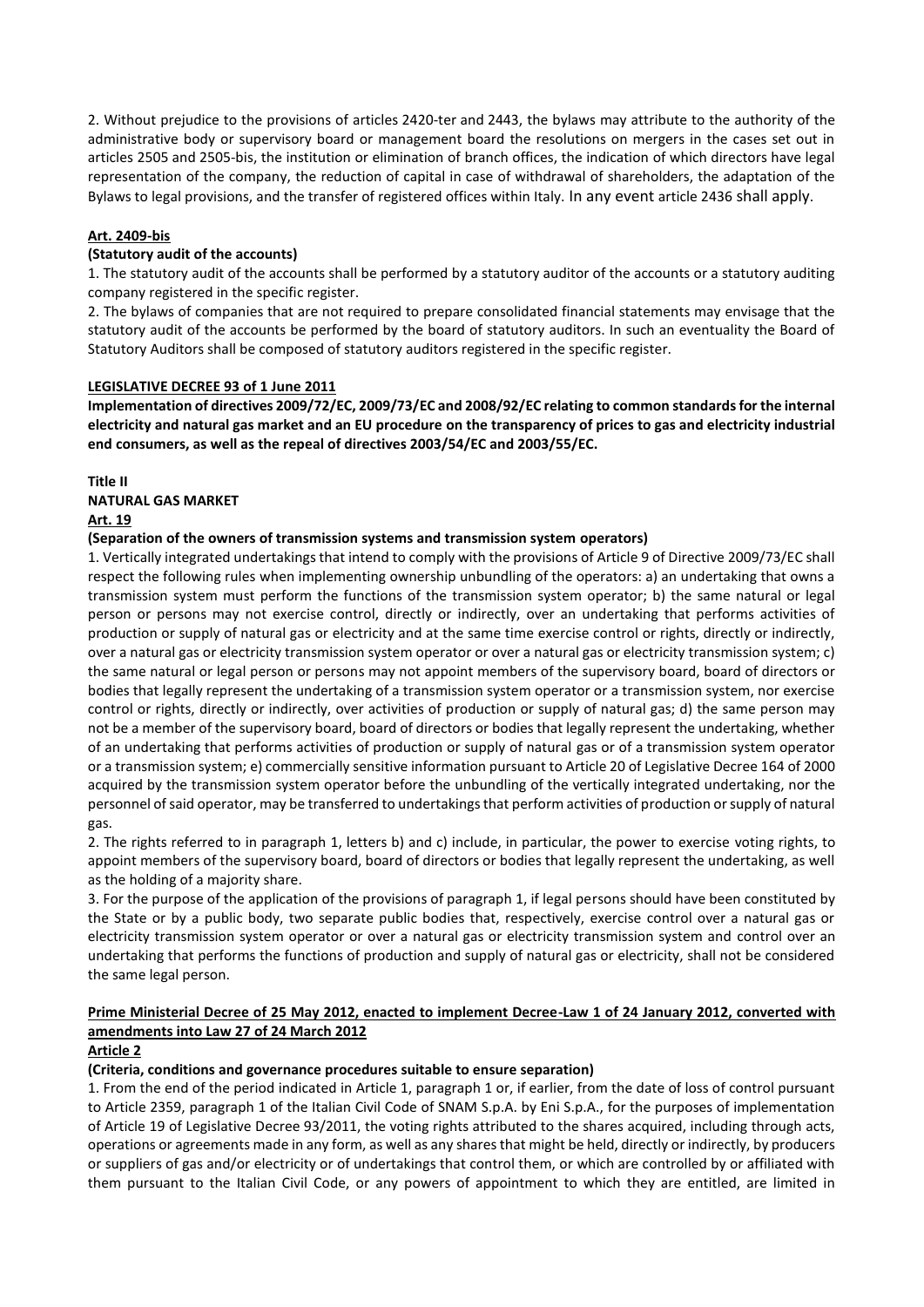2. Without prejudice to the provisions of articles 2420-ter and 2443, the bylaws may attribute to the authority of the administrative body or supervisory board or management board the resolutions on mergers in the cases set out in articles 2505 and 2505-bis, the institution or elimination of branch offices, the indication of which directors have legal representation of the company, the reduction of capital in case of withdrawal of shareholders, the adaptation of the Bylaws to legal provisions, and the transfer of registered offices within Italy. In any event article 2436 shall apply.

**Art. 2409-bis**

**(Statutory audit of the accounts)**

1. The statutory audit of the accounts shall be performed by a statutory auditor of the accounts or a statutory auditing company registered in the specific register.

2. The bylaws of companies that are not required to prepare consolidated financial statements may envisage that the statutory audit of the accounts be performed by the board of statutory auditors. In such an eventuality the Board of Statutory Auditors shall be composed of statutory auditors registered in the specific register.

**LEGISLATIVE DECREE 93 of 1 June 2011**

**Implementation of directives 2009/72/EC, 2009/73/EC and 2008/92/EC relating to common standards for the internal electricity and natural gas market and an EU procedure on the transparency of prices to gas and electricity industrial end consumers, as well as the repeal of directives 2003/54/EC and 2003/55/EC.**

**Title II**

**NATURAL GAS MARKET**

**Art. 19**

**(Separation of the owners of transmission systems and transmission system operators)**

1. Vertically integrated undertakings that intend to comply with the provisions of Article 9 of Directive 2009/73/EC shall respect the following rules when implementing ownership unbundling of the operators: a) an undertaking that owns a transmission system must perform the functions of the transmission system operator; b) the same natural or legal person or persons may not exercise control, directly or indirectly, over an undertaking that performs activities of production or supply of natural gas or electricity and at the same time exercise control or rights, directly or indirectly, over a natural gas or electricity transmission system operator or over a natural gas or electricity transmission system; c) the same natural or legal person or persons may not appoint members of the supervisory board, board of directors or bodies that legally represent the undertaking of a transmission system operator or a transmission system, nor exercise control or rights, directly or indirectly, over activities of production or supply of natural gas; d) the same person may not be a member of the supervisory board, board of directors or bodies that legally represent the undertaking, whether of an undertaking that performs activities of production or supply of natural gas or of a transmission system operator or a transmission system; e) commercially sensitive information pursuant to Article 20 of Legislative Decree 164 of 2000 acquired by the transmission system operator before the unbundling of the vertically integrated undertaking, nor the personnel of said operator, may be transferred to undertakings that perform activities of production or supply of natural gas.

2. The rights referred to in paragraph 1, letters b) and c) include, in particular, the power to exercise voting rights, to appoint members of the supervisory board, board of directors or bodies that legally represent the undertaking, as well as the holding of a majority share.

3. For the purpose of the application of the provisions of paragraph 1, if legal persons should have been constituted by the State or by a public body, two separate public bodies that, respectively, exercise control over a natural gas or electricity transmission system operator or over a natural gas or electricity transmission system and control over an undertaking that performs the functions of production and supply of natural gas or electricity, shall not be considered the same legal person.

**Prime Ministerial Decree of 25 May 2012, enacted to implement Decree-Law 1 of 24 January 2012, converted with amendments into Law 27 of 24 March 2012**

**Article 2**

**(Criteria, conditions and governance procedures suitable to ensure separation)**

1. From the end of the period indicated in Article 1, paragraph 1 or, if earlier, from the date of loss of control pursuant to Article 2359, paragraph 1 of the Italian Civil Code of SNAM S.p.A. by Eni S.p.A., for the purposes of implementation of Article 19 of Legislative Decree 93/2011, the voting rights attributed to the shares acquired, including through acts, operations or agreements made in any form, as well as any shares that might be held, directly or indirectly, by producers or suppliers of gas and/or electricity or of undertakings that control them, or which are controlled by or affiliated with them pursuant to the Italian Civil Code, or any powers of appointment to which they are entitled, are limited in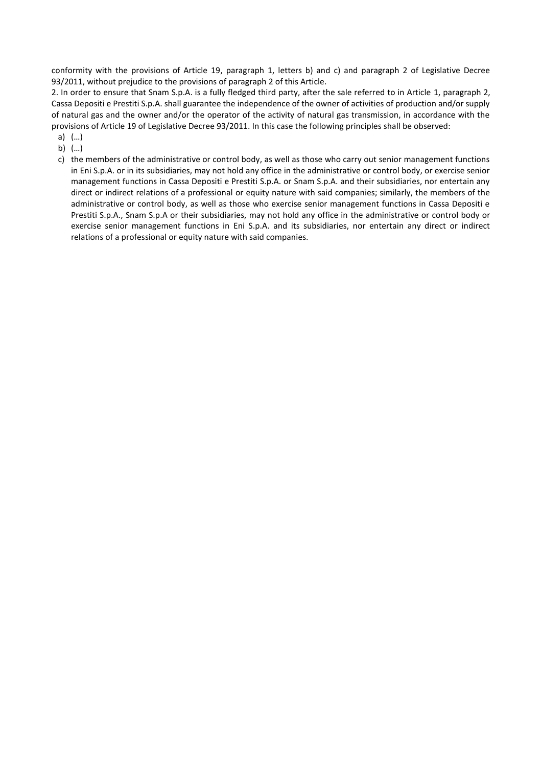conformity with the provisions of Article 19, paragraph 1, letters b) and c) and paragraph 2 of Legislative Decree 93/2011, without prejudice to the provisions of paragraph 2 of this Article.

2. In order to ensure that Snam S.p.A. is a fully fledged third party, after the sale referred to in Article 1, paragraph 2, Cassa Depositi e Prestiti S.p.A. shall guarantee the independence of the owner of activities of production and/or supply of natural gas and the owner and/or the operator of the activity of natural gas transmission, in accordance with the provisions of Article 19 of Legislative Decree 93/2011. In this case the following principles shall be observed:

a) (…)
b) (…)
c) the members of the administrative or control body, as well as those who carry out senior management functions in Eni S.p.A. or in its subsidiaries, may not hold any office in the administrative or control body, or exercise senior management functions in Cassa Depositi e Prestiti S.p.A. or Snam S.p.A. and their subsidiaries, nor entertain any direct or indirect relations of a professional or equity nature with said companies; similarly, the members of the administrative or control body, as well as those who exercise senior management functions in Cassa Depositi e Prestiti S.p.A., Snam S.p.A or their subsidiaries, may not hold any office in the administrative or control body or exercise senior management functions in Eni S.p.A. and its subsidiaries, nor entertain any direct or indirect relations of a professional or equity nature with said companies.